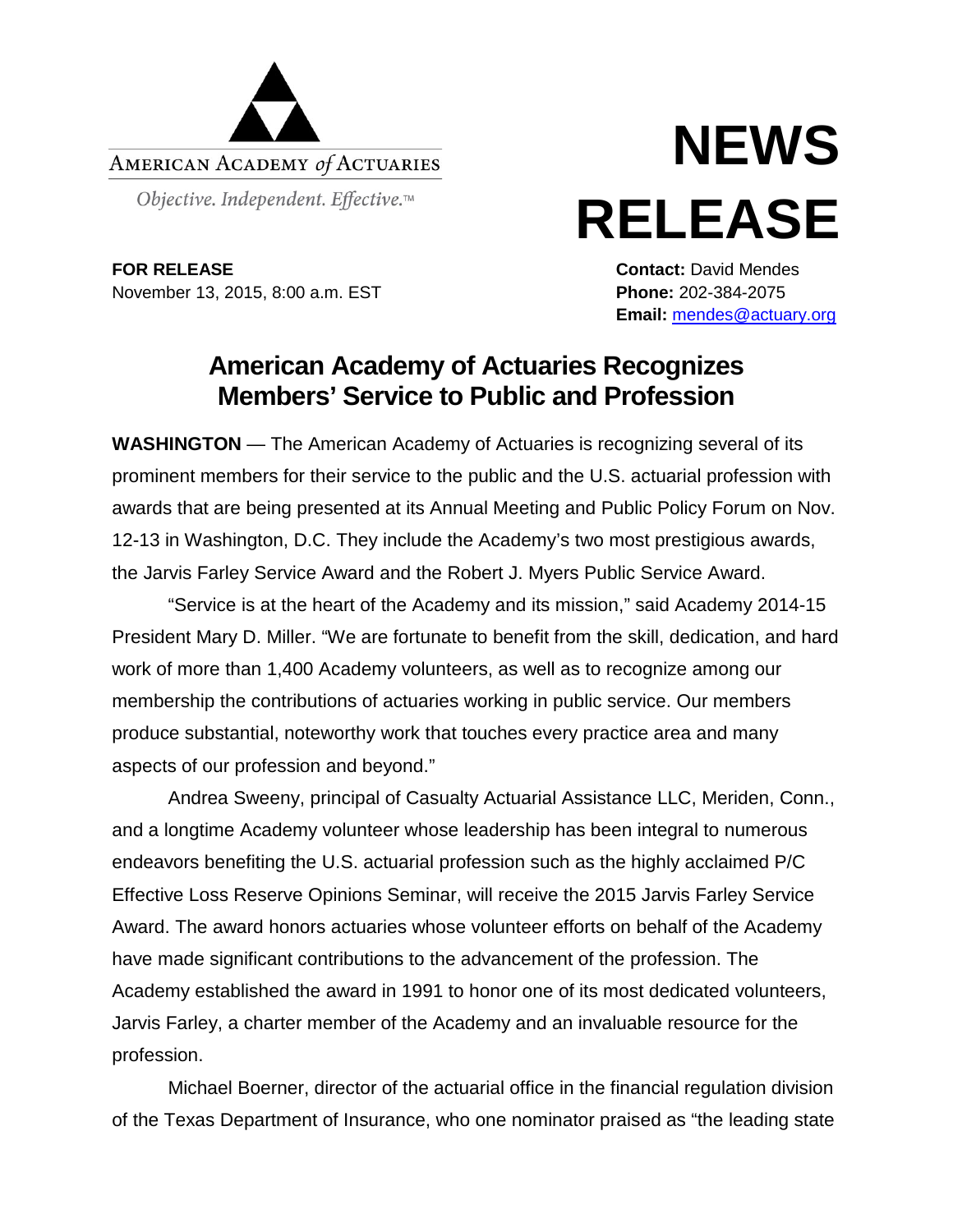AMERICAN ACADEMY *of* ACTUARIES

*Objective. Independent. Effective.™*

# NEWS RELEASE

**FOR RELEASE**
November 13, 2015, 8:00 a.m. EST

**Contact:** David Mendes
**Phone:** 202-384-2075
**Email:** mendes@actuary.org

## American Academy of Actuaries Recognizes Members' Service to Public and Profession

**WASHINGTON** — The American Academy of Actuaries is recognizing several of its prominent members for their service to the public and the U.S. actuarial profession with awards that are being presented at its Annual Meeting and Public Policy Forum on Nov. 12-13 in Washington, D.C. They include the Academy's two most prestigious awards, the Jarvis Farley Service Award and the Robert J. Myers Public Service Award.

"Service is at the heart of the Academy and its mission," said Academy 2014-15 President Mary D. Miller. "We are fortunate to benefit from the skill, dedication, and hard work of more than 1,400 Academy volunteers, as well as to recognize among our membership the contributions of actuaries working in public service. Our members produce substantial, noteworthy work that touches every practice area and many aspects of our profession and beyond."

Andrea Sweeny, principal of Casualty Actuarial Assistance LLC, Meriden, Conn., and a longtime Academy volunteer whose leadership has been integral to numerous endeavors benefiting the U.S. actuarial profession such as the highly acclaimed P/C Effective Loss Reserve Opinions Seminar, will receive the 2015 Jarvis Farley Service Award. The award honors actuaries whose volunteer efforts on behalf of the Academy have made significant contributions to the advancement of the profession. The Academy established the award in 1991 to honor one of its most dedicated volunteers, Jarvis Farley, a charter member of the Academy and an invaluable resource for the profession.

Michael Boerner, director of the actuarial office in the financial regulation division of the Texas Department of Insurance, who one nominator praised as "the leading state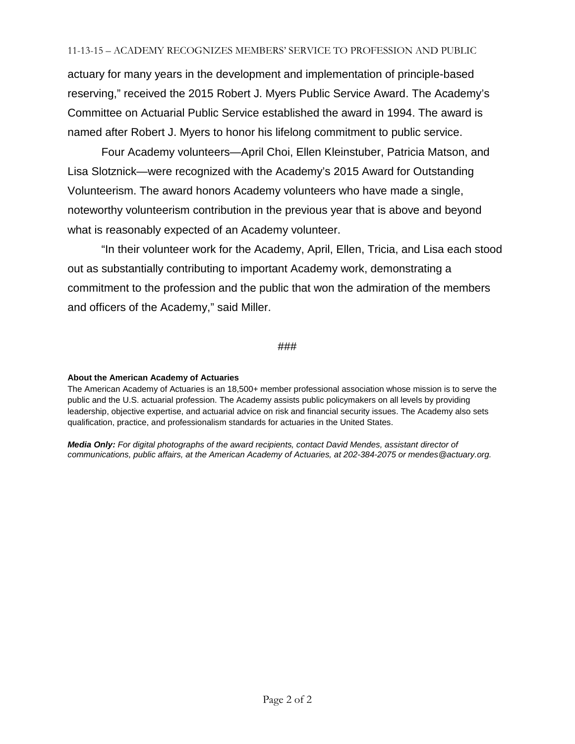actuary for many years in the development and implementation of principle-based reserving," received the 2015 Robert J. Myers Public Service Award. The Academy's Committee on Actuarial Public Service established the award in 1994. The award is named after Robert J. Myers to honor his lifelong commitment to public service.

Four Academy volunteers—April Choi, Ellen Kleinstuber, Patricia Matson, and Lisa Slotznick—were recognized with the Academy's 2015 Award for Outstanding Volunteerism. The award honors Academy volunteers who have made a single, noteworthy volunteerism contribution in the previous year that is above and beyond what is reasonably expected of an Academy volunteer.

"In their volunteer work for the Academy, April, Ellen, Tricia, and Lisa each stood out as substantially contributing to important Academy work, demonstrating a commitment to the profession and the public that won the admiration of the members and officers of the Academy," said Miller.

###

**About the American Academy of Actuaries**

The American Academy of Actuaries is an 18,500+ member professional association whose mission is to serve the public and the U.S. actuarial profession. The Academy assists public policymakers on all levels by providing leadership, objective expertise, and actuarial advice on risk and financial security issues. The Academy also sets qualification, practice, and professionalism standards for actuaries in the United States.

***Media Only:*** *For digital photographs of the award recipients, contact David Mendes, assistant director of communications, public affairs, at the American Academy of Actuaries, at 202-384-2075 or mendes@actuary.org.*